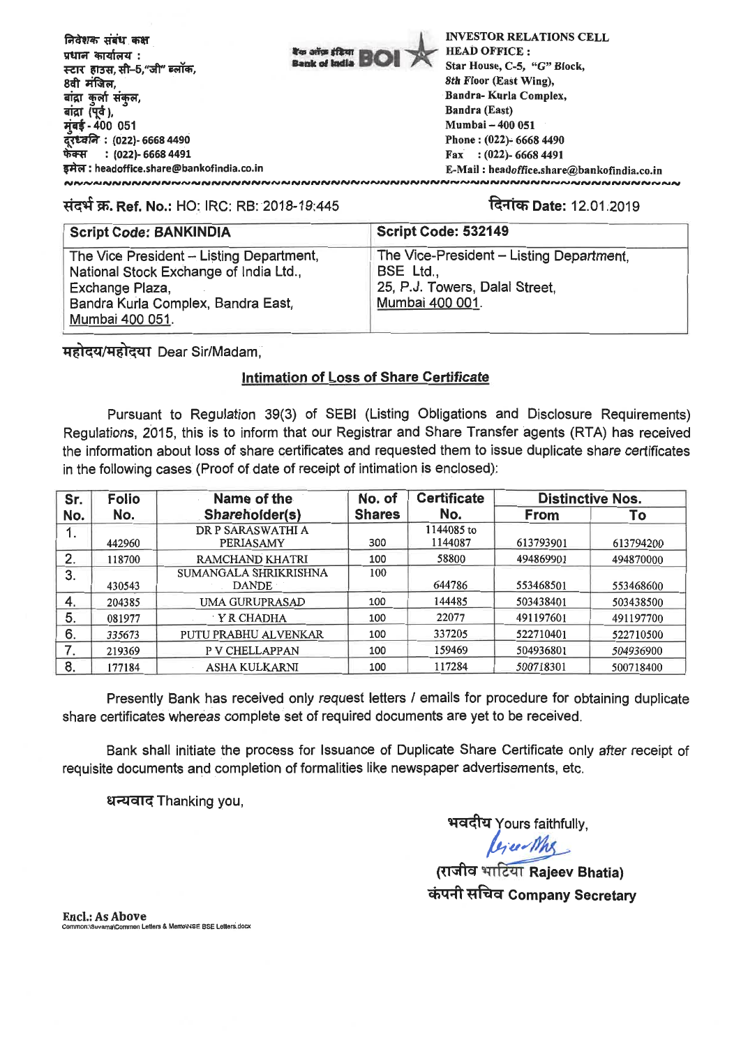निवेशक संबंध कक्ष
प्रधान कार्यालय :
स्टार हाउस, सी–5,"जी" ब्लॉक,
8वी मंजिल,
बांद्रा कुर्ला संकुल,
बांद्रा (पूर्व),
मुंबई - 400 051
दूरध्वनि : (022)- 6668 4490
फेक्स : (022)- 6668 4491
इमेल : headoffice.share@bankofindia.co.in

बैंक ऑफ़ इंडिया Bank of India BOI

INVESTOR RELATIONS CELL
HEAD OFFICE :
Star House, C-5, "G" Block,
8th Floor (East Wing),
Bandra- Kurla Complex,
Bandra (East)
Mumbai – 400 051
Phone : (022)- 6668 4490
Fax : (022)- 6668 4491
E-Mail : headoffice.share@bankofindia.co.in

संदर्भ क्र. Ref. No.: HO: IRC: RB: 2018-19:445

दिनांक Date: 12.01.2019

| Script Code: BANKINDIA | Script Code: 532149 |
|---|---|
| The Vice President – Listing Department, National Stock Exchange of India Ltd., Exchange Plaza, Bandra Kurla Complex, Bandra East, Mumbai 400 051. | The Vice-President – Listing Department, BSE Ltd., 25, P.J. Towers, Dalal Street, Mumbai 400 001. |

महोदय/महोदया Dear Sir/Madam,

**Intimation of Loss of Share Certificate**

Pursuant to Regulation 39(3) of SEBI (Listing Obligations and Disclosure Requirements) Regulations, 2015, this is to inform that our Registrar and Share Transfer agents (RTA) has received the information about loss of share certificates and requested them to issue duplicate share certificates in the following cases (Proof of date of receipt of intimation is enclosed):

| Sr. No. | Folio No. | Name of the Shareholder(s) | No. of Shares | Certificate No. | Distinctive Nos. | |
|---|---|---|---|---|---|---|
| | | | | | From | To |
| 1. | 442960 | DR P SARASWATHI A PERIASAMY | 300 | 1144085 to 1144087 | 613793901 | 613794200 |
| 2. | 118700 | RAMCHAND KHATRI | 100 | 58800 | 494869901 | 494870000 |
| 3. | 430543 | SUMANGALA SHRIKRISHNA DANDE | 100 | 644786 | 553468501 | 553468600 |
| 4. | 204385 | UMA GURUPRASAD | 100 | 144485 | 503438401 | 503438500 |
| 5. | 081977 | Y R CHADHA | 100 | 22077 | 491197601 | 491197700 |
| 6. | 335673 | PUTU PRABHU ALVENKAR | 100 | 337205 | 522710401 | 522710500 |
| 7. | 219369 | P V CHELLAPPAN | 100 | 159469 | 504936801 | 504936900 |
| 8. | 177184 | ASHA KULKARNI | 100 | 117284 | 500718301 | 500718400 |

Presently Bank has received only request letters / emails for procedure for obtaining duplicate share certificates whereas complete set of required documents are yet to be received.

Bank shall initiate the process for Issuance of Duplicate Share Certificate only after receipt of requisite documents and completion of formalities like newspaper advertisements, etc.

धन्यवाद Thanking you,

भवदीय Yours faithfully,

(राजीव भाटिया Rajeev Bhatia)
कंपनी सचिव Company Secretary

Encl.: As Above
Common:\Suvarna\Common Letters & Memo\NSE BSE Letters.docx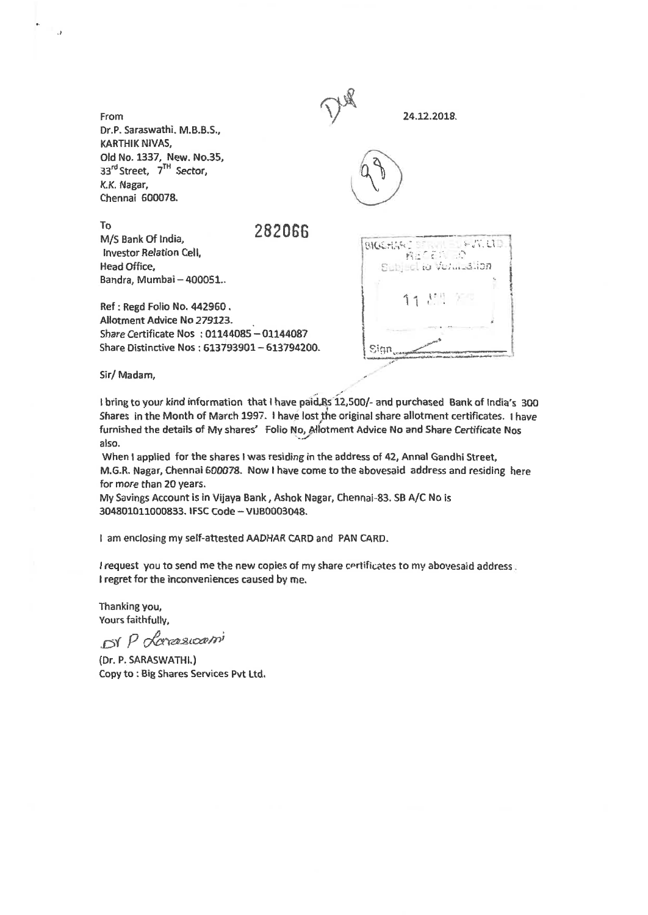From
Dr.P. Saraswathi. M.B.B.S.,
KARTHIK NIVAS,
Old No. 1337, New. No.35,
33rd Street, 7TH Sector,
K.K. Nagar,
Chennai 600078.

24.12.2018.

To
M/S Bank Of India,
Investor Relation Cell,
Head Office,
Bandra, Mumbai – 400051..

282066

Ref : Regd Folio No. 442960.
Allotment Advice No 279123.
Share Certificate Nos : 01144085 – 01144087
Share Distinctive Nos : 613793901 – 613794200.

BIGSHARE SERVICES PVT. LTD
RECEIVED
Subject to Verification
11
Sign

Sir/ Madam,

I bring to your kind information that I have paid Rs 12,500/- and purchased Bank of India's 300 Shares in the Month of March 1997. I have lost the original share allotment certificates. I have furnished the details of My shares' Folio No, Allotment Advice No and Share Certificate Nos also.

When I applied for the shares I was residing in the address of 42, Annal Gandhi Street, M.G.R. Nagar, Chennai 600078. Now I have come to the abovesaid address and residing here for more than 20 years.

My Savings Account is in Vijaya Bank, Ashok Nagar, Chennai-83. SB A/C No is 304801011000833. IFSC Code – VIJB0003048.

I am enclosing my self-attested AADHAR CARD and PAN CARD.

I request you to send me the new copies of my share certificates to my abovesaid address.
I regret for the inconveniences caused by me.

Thanking you,
Yours faithfully,

Dr P Saraswathi

(Dr. P. SARASWATHI.)
Copy to : Big Shares Services Pvt Ltd.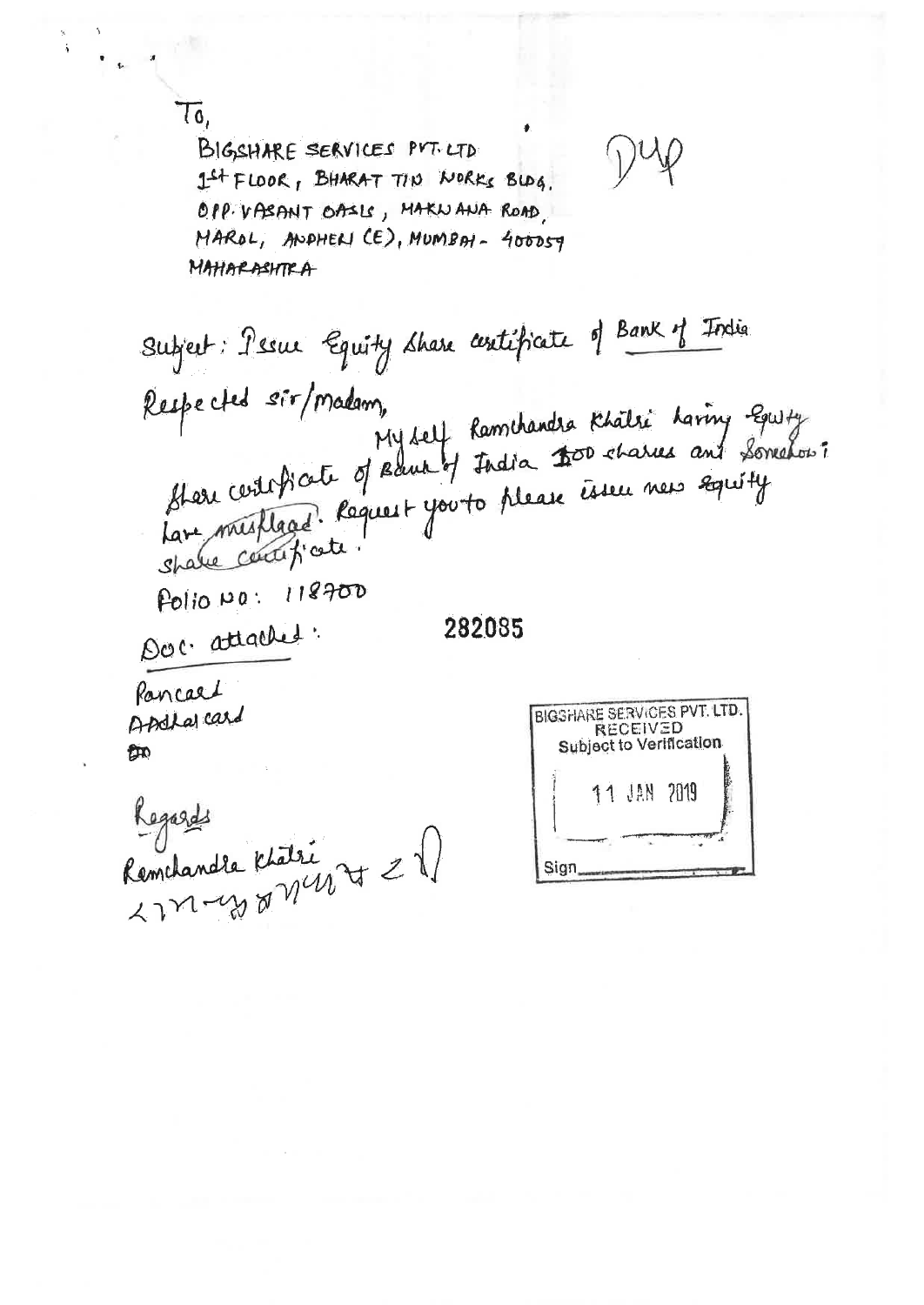To,

BIGSHARE SERVICES PVT. LTD
1st FLOOR, BHARAT TIN WORKS BLDG.
OPP. VASANT OASIS, MAKWANA ROAD,
MAROL, ANDHERI (E), MUMBAI - 400059
MAHARASHTRA

DUP

Subject: Issue Equity Share certificate of Bank of India

Respected sir/madam,

My self Ramchandra Khatri having Equity Share certificate of Bank of India 100 shares and Somehow i have misplaced. Request you to please issue new equity share certificate.

Folio No: 118700

282085

Doc. attached:

Pancard
Adhar card

Regards
Ramchandra Khatri

BIGSHARE SERVICES PVT. LTD.
RECEIVED
Subject to Verification

11 JAN 2019

Sign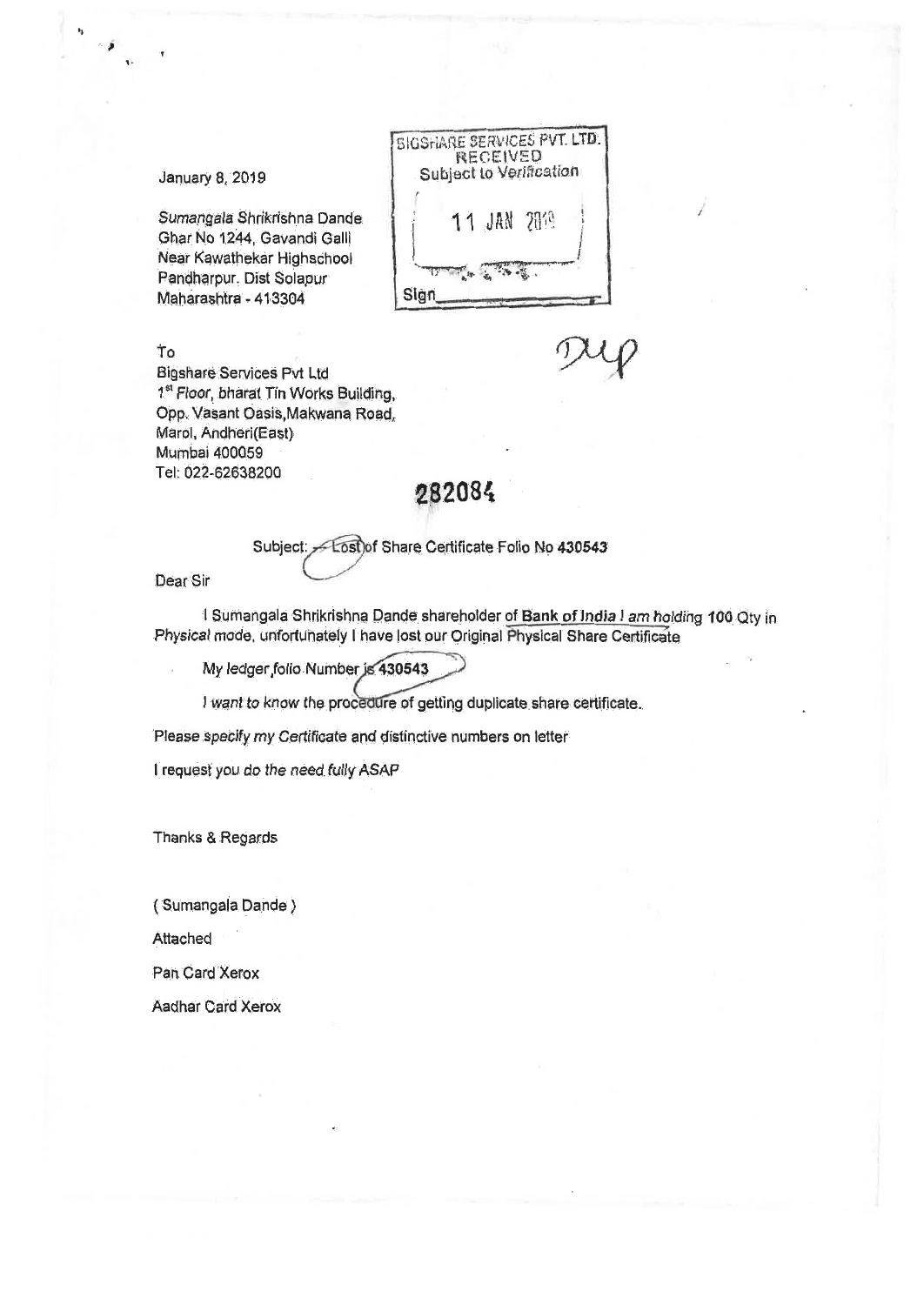January 8, 2019

Sumangala Shrikrishna Dande
Ghar No 1244, Gavandi Galli
Near Kawathekar Highschool
Pandharpur. Dist Solapur
Maharashtra - 413304

BIGSHARE SERVICES PVT. LTD.
RECEIVED
Subject to Verification

11 JAN 2019

Sign

To
Bigshare Services Pvt Ltd
1st Floor, bharat Tin Works Building,
Opp. Vasant Oasis, Makwana Road,
Marol, Andheri(East)
Mumbai 400059
Tel: 022-62638200

Dup

282084

Subject: Lost of Share Certificate Folio No **430543**

Dear Sir

I Sumangala Shrikrishna Dande shareholder of **Bank of India** I am holding **100** Qty in Physical mode, unfortunately I have lost our Original Physical Share Certificate

My ledger folio Number is **430543**

I want to know the procedure of getting duplicate share certificate.

Please specify my Certificate and distinctive numbers on letter

I request you do the need fully ASAP

Thanks & Regards

( Sumangala Dande )

Attached

Pan Card Xerox

Aadhar Card Xerox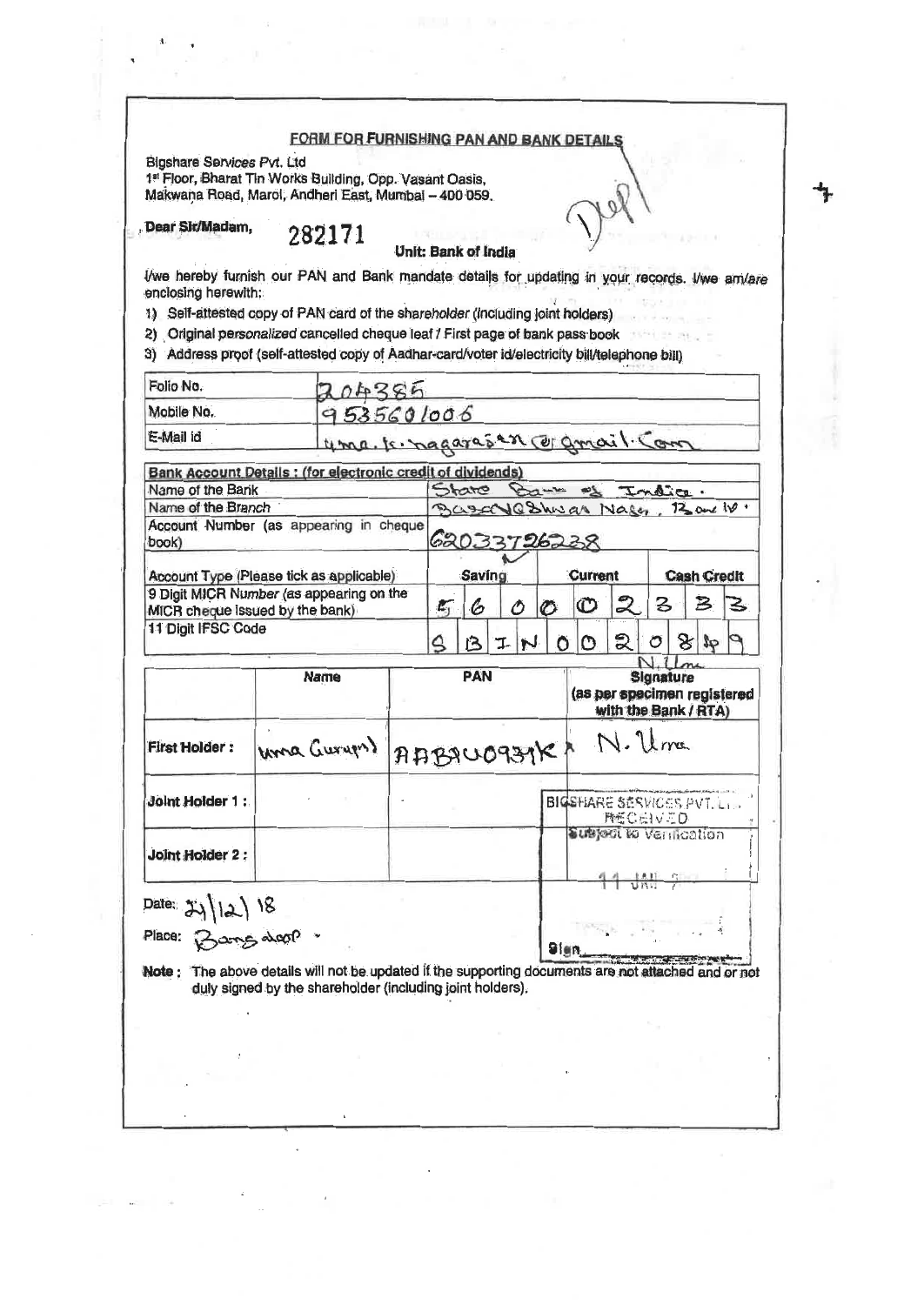## FORM FOR FURNISHING PAN AND BANK DETAILS

Bigshare Services Pvt. Ltd
1st Floor, Bharat Tin Works Building, Opp. Vasant Oasis,
Makwana Road, Marol, Andheri East, Mumbai – 400 059.

Dep

Dear Sir/Madam, 282171

**Unit: Bank of India**

I/we hereby furnish our PAN and Bank mandate details for updating in your records. I/we am/are enclosing herewith:

1) Self-attested copy of PAN card of the shareholder (including joint holders)
2) Original personalized cancelled cheque leaf / First page of bank pass book
3) Address proof (self-attested copy of Aadhar-card/voter id/electricity bill/telephone bill)

| | |
|---|---|
| Folio No. | 204385 |
| Mobile No. | 9535601006 |
| E-Mail id | uma.k.nagarajan@gmail.com |

| **Bank Account Details : (for electronic credit of dividends)** | | | | | | | | | |
|---|---|---|---|---|---|---|---|---|---|
| Name of the Bank | State Bank of India. | | | | | | | | |
| Name of the Branch | Basaveshwar Nagar, Bang'lr. | | | | | | | | |
| Account Number (as appearing in cheque book) | 62033726238 | | | | | | | | |
| Account Type (Please tick as applicable) | Saving ✓ | | | Current | | | Cash Credit | | |
| 9 Digit MICR Number (as appearing on the MICR cheque issued by the bank) | 5 | 6 | 0 | 0 | 0 | 2 | 3 | 3 | 3 |
| 11 Digit IFSC Code | S | B | I | N | 0 | 0 | 2 | 0 | 8 | 4 | 9 |

| | Name | PAN | Signature (as per specimen registered with the Bank / RTA) |
|---|---|---|---|
| **First Holder :** | Uma Gurups | AABPU0931K | N. Uma |
| **Joint Holder 1 :** | | | |
| **Joint Holder 2 :** | | | |

BIGSHARE SERVICES PVT. LTD.
RECEIVED
Subject to Verification
11 JAN

Sign

Date: 24/12/18

Place: Bangalore

**Note :** The above details will not be updated if the supporting documents are not attached and or not duly signed by the shareholder (including joint holders).